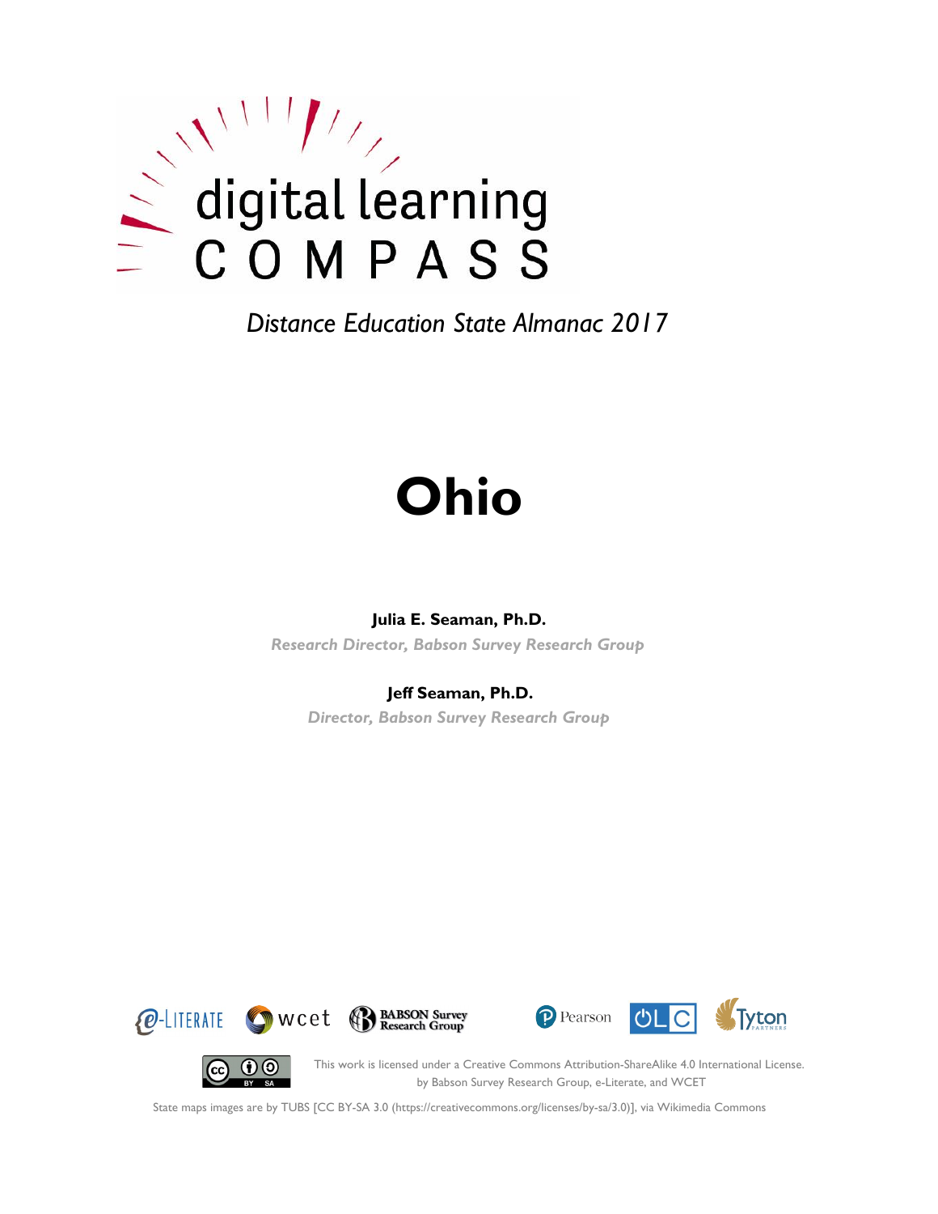digital learning
COMPASS

*Distance Education State Almanac 2017*

# Ohio

**Julia E. Seaman, Ph.D.**

*Research Director, Babson Survey Research Group*

**Jeff Seaman, Ph.D.**

*Director, Babson Survey Research Group*

This work is licensed under a Creative Commons Attribution-ShareAlike 4.0 International License. by Babson Survey Research Group, e-Literate, and WCET

State maps images are by TUBS [CC BY-SA 3.0 (https://creativecommons.org/licenses/by-sa/3.0)], via Wikimedia Commons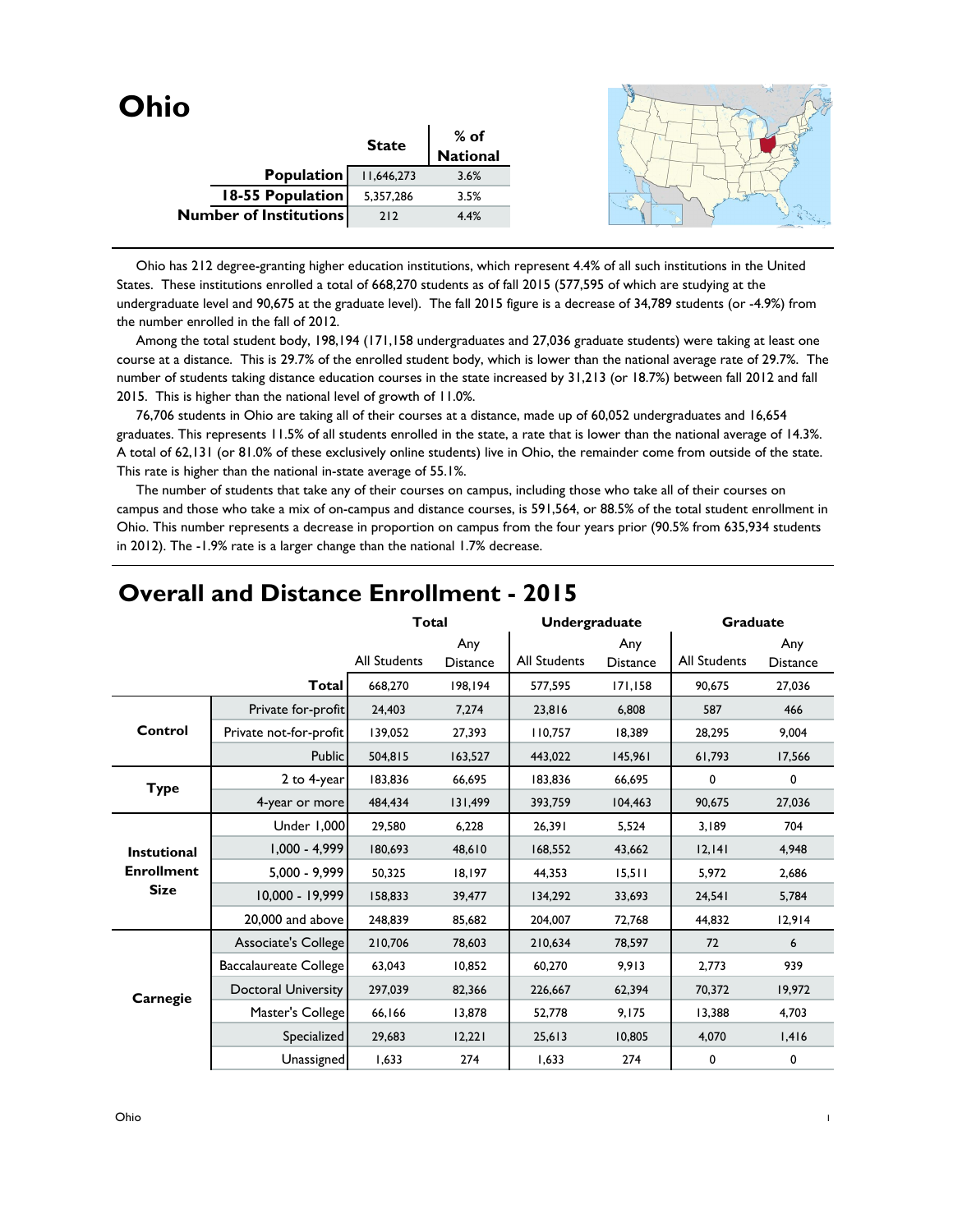# Ohio

| | State | % of National |
|---|---|---|
| **Population** | 11,646,273 | 3.6% |
| **18-55 Population** | 5,357,286 | 3.5% |
| **Number of Institutions** | 212 | 4.4% |

Ohio has 212 degree-granting higher education institutions, which represent 4.4% of all such institutions in the United States. These institutions enrolled a total of 668,270 students as of fall 2015 (577,595 of which are studying at the undergraduate level and 90,675 at the graduate level). The fall 2015 figure is a decrease of 34,789 students (or -4.9%) from the number enrolled in the fall of 2012.

Among the total student body, 198,194 (171,158 undergraduates and 27,036 graduate students) were taking at least one course at a distance. This is 29.7% of the enrolled student body, which is lower than the national average rate of 29.7%. The number of students taking distance education courses in the state increased by 31,213 (or 18.7%) between fall 2012 and fall 2015. This is higher than the national level of growth of 11.0%.

76,706 students in Ohio are taking all of their courses at a distance, made up of 60,052 undergraduates and 16,654 graduates. This represents 11.5% of all students enrolled in the state, a rate that is lower than the national average of 14.3%. A total of 62,131 (or 81.0% of these exclusively online students) live in Ohio, the remainder come from outside of the state. This rate is higher than the national in-state average of 55.1%.

The number of students that take any of their courses on campus, including those who take all of their courses on campus and those who take a mix of on-campus and distance courses, is 591,564, or 88.5% of the total student enrollment in Ohio. This number represents a decrease in proportion on campus from the four years prior (90.5% from 635,934 students in 2012). The -1.9% rate is a larger change than the national 1.7% decrease.

## Overall and Distance Enrollment - 2015

| | | Total | | Undergraduate | | Graduate | |
|---|---|---|---|---|---|---|---|
| | | All Students | Any Distance | All Students | Any Distance | All Students | Any Distance |
| | **Total** | 668,270 | 198,194 | 577,595 | 171,158 | 90,675 | 27,036 |
| **Control** | Private for-profit | 24,403 | 7,274 | 23,816 | 6,808 | 587 | 466 |
| | Private not-for-profit | 139,052 | 27,393 | 110,757 | 18,389 | 28,295 | 9,004 |
| | Public | 504,815 | 163,527 | 443,022 | 145,961 | 61,793 | 17,566 |
| **Type** | 2 to 4-year | 183,836 | 66,695 | 183,836 | 66,695 | 0 | 0 |
| | 4-year or more | 484,434 | 131,499 | 393,759 | 104,463 | 90,675 | 27,036 |
| **Instutional Enrollment Size** | Under 1,000 | 29,580 | 6,228 | 26,391 | 5,524 | 3,189 | 704 |
| | 1,000 - 4,999 | 180,693 | 48,610 | 168,552 | 43,662 | 12,141 | 4,948 |
| | 5,000 - 9,999 | 50,325 | 18,197 | 44,353 | 15,511 | 5,972 | 2,686 |
| | 10,000 - 19,999 | 158,833 | 39,477 | 134,292 | 33,693 | 24,541 | 5,784 |
| | 20,000 and above | 248,839 | 85,682 | 204,007 | 72,768 | 44,832 | 12,914 |
| **Carnegie** | Associate's College | 210,706 | 78,603 | 210,634 | 78,597 | 72 | 6 |
| | Baccalaureate College | 63,043 | 10,852 | 60,270 | 9,913 | 2,773 | 939 |
| | Doctoral University | 297,039 | 82,366 | 226,667 | 62,394 | 70,372 | 19,972 |
| | Master's College | 66,166 | 13,878 | 52,778 | 9,175 | 13,388 | 4,703 |
| | Specialized | 29,683 | 12,221 | 25,613 | 10,805 | 4,070 | 1,416 |
| | Unassigned | 1,633 | 274 | 1,633 | 274 | 0 | 0 |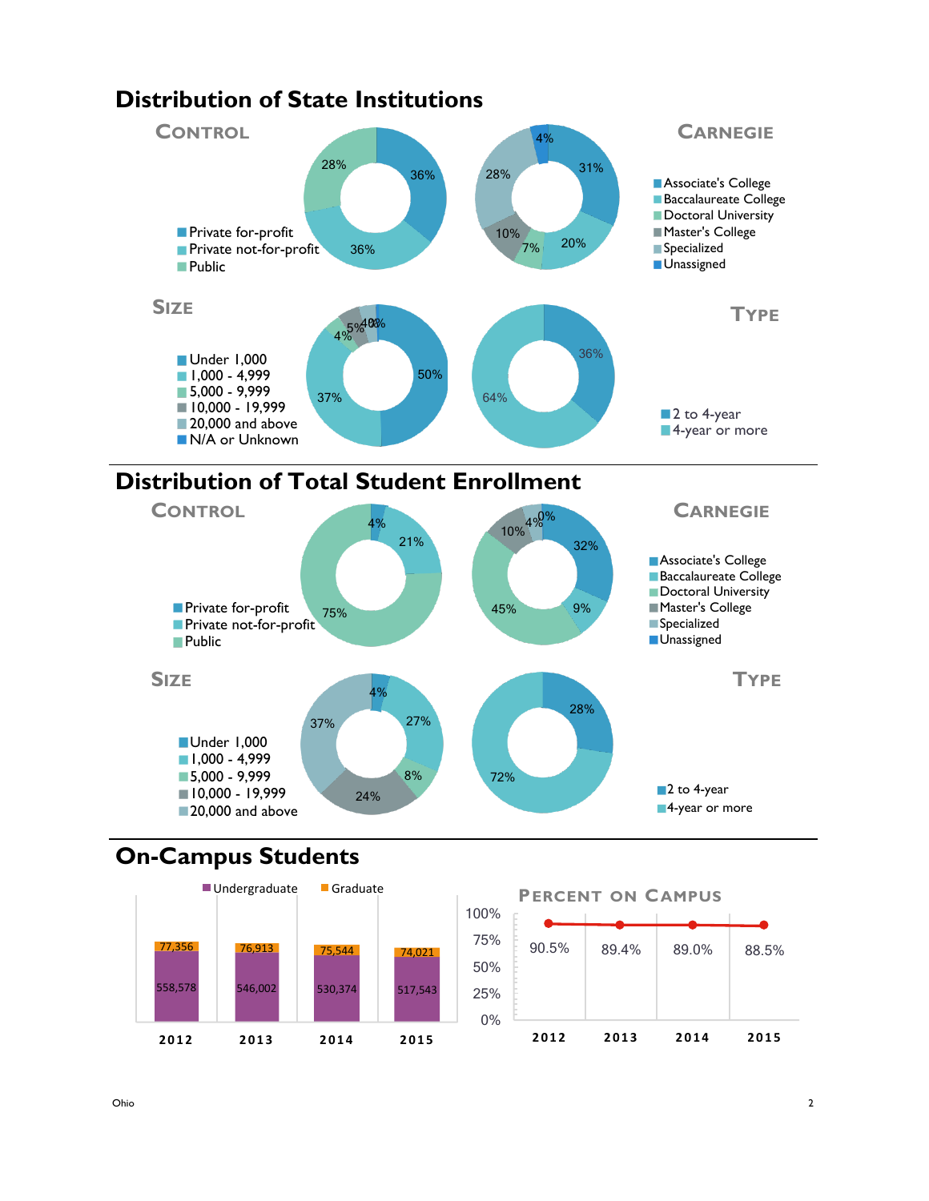## Distribution of State Institutions

### Control

- Private for-profit: 36%
- Private not-for-profit: 36%
- Public: 28%

### Carnegie

- Associate's College: 31%
- Baccalaureate College: 20%
- Doctoral University: 7%
- Master's College: 10%
- Specialized: 28%
- Unassigned: 4%

### Size

- Under 1,000: 50%
- 1,000 - 4,999: 37%
- 5,000 - 9,999: 4%
- 10,000 - 19,999: 5%
- 20,000 and above: 4%
- N/A or Unknown: 0%

### Type

- 2 to 4-year: 36%
- 4-year or more: 64%

## Distribution of Total Student Enrollment

### Control

- Private for-profit: 4%
- Private not-for-profit: 21%
- Public: 75%

### Carnegie

- Associate's College: 32%
- Baccalaureate College: 9%
- Doctoral University: 45%
- Master's College: 10%
- Specialized: 4%
- Unassigned: 0%

### Size

- Under 1,000: 4%
- 1,000 - 4,999: 27%
- 5,000 - 9,999: 8%
- 10,000 - 19,999: 24%
- 20,000 and above: 37%

### Type

- 2 to 4-year: 28%
- 4-year or more: 72%

## On-Campus Students

| | 2012 | 2013 | 2014 | 2015 |
|---|---|---|---|---|
| Undergraduate | 558,578 | 546,002 | 530,374 | 517,543 |
| Graduate | 77,356 | 76,913 | 75,544 | 74,021 |

### Percent on Campus

| 2012 | 2013 | 2014 | 2015 |
|---|---|---|---|
| 90.5% | 89.4% | 89.0% | 88.5% |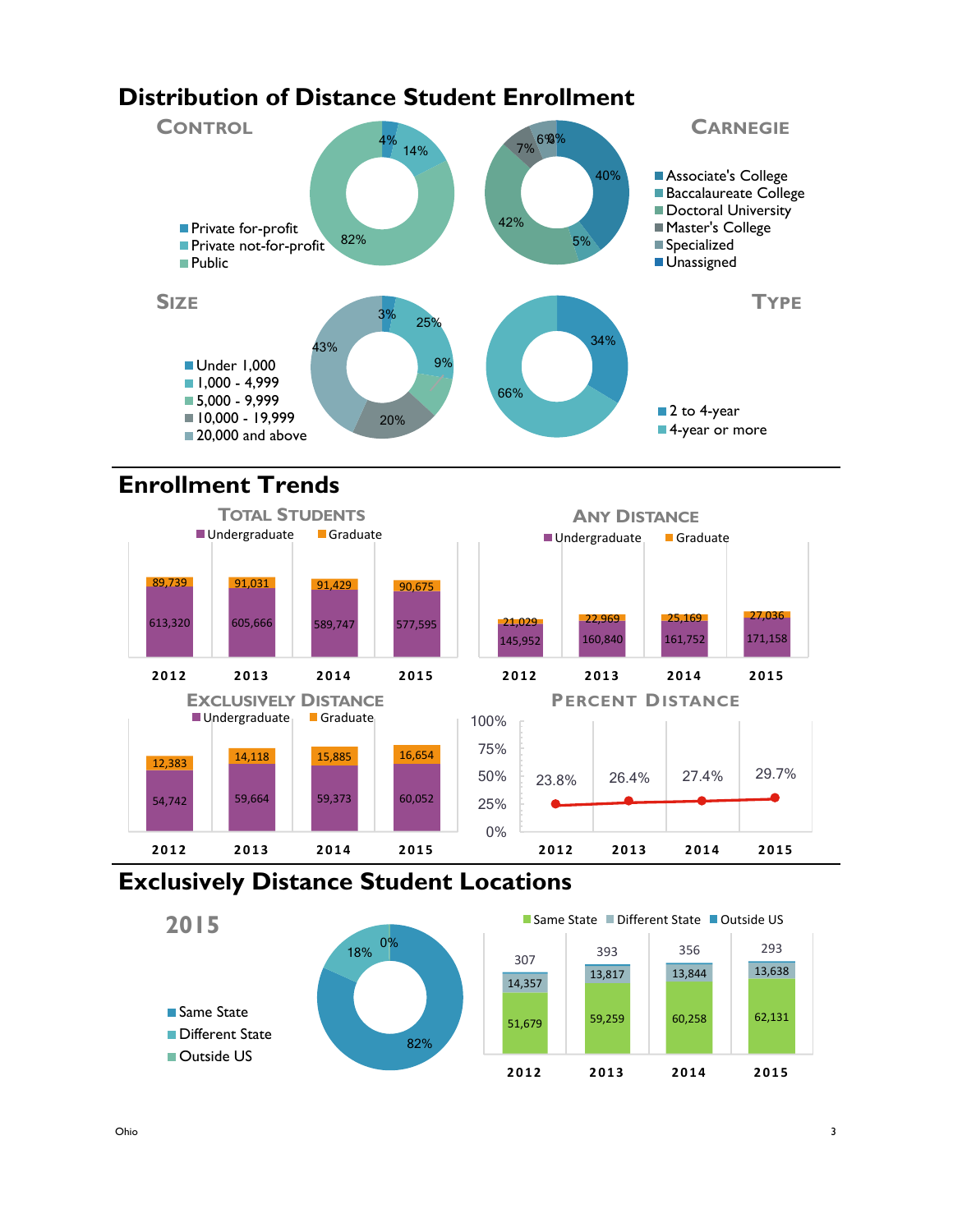# Distribution of Distance Student Enrollment

## Control

| Control | Percent |
|---|---|
| Private for-profit | 4% |
| Private not-for-profit | 14% |
| Public | 82% |

## Carnegie

| Carnegie | Percent |
|---|---|
| Associate's College | 40% |
| Baccalaureate College | 5% |
| Doctoral University | 42% |
| Master's College | 7% |
| Specialized | 6% |
| Unassigned | 0% |

## Size

| Size | Percent |
|---|---|
| Under 1,000 | 3% |
| 1,000 - 4,999 | 25% |
| 5,000 - 9,999 | 9% |
| 10,000 - 19,999 | 20% |
| 20,000 and above | 43% |

## Type

| Type | Percent |
|---|---|
| 2 to 4-year | 34% |
| 4-year or more | 66% |

# Enrollment Trends

## Total Students

| Year | Undergraduate | Graduate |
|---|---|---|
| 2012 | 613,320 | 89,739 |
| 2013 | 605,666 | 91,031 |
| 2014 | 589,747 | 91,429 |
| 2015 | 577,595 | 90,675 |

## Any Distance

| Year | Undergraduate | Graduate |
|---|---|---|
| 2012 | 145,952 | 21,029 |
| 2013 | 160,840 | 22,969 |
| 2014 | 161,752 | 25,169 |
| 2015 | 171,158 | 27,036 |

## Exclusively Distance

| Year | Undergraduate | Graduate |
|---|---|---|
| 2012 | 54,742 | 12,383 |
| 2013 | 59,664 | 14,118 |
| 2014 | 59,373 | 15,885 |
| 2015 | 60,052 | 16,654 |

## Percent Distance

| Year | Percent |
|---|---|
| 2012 | 23.8% |
| 2013 | 26.4% |
| 2014 | 27.4% |
| 2015 | 29.7% |

# Exclusively Distance Student Locations

## 2015

| Location | Percent |
|---|---|
| Same State | 82% |
| Different State | 18% |
| Outside US | 0% |

| Year | Same State | Different State | Outside US |
|---|---|---|---|
| 2012 | 51,679 | 14,357 | 307 |
| 2013 | 59,259 | 13,817 | 393 |
| 2014 | 60,258 | 13,844 | 356 |
| 2015 | 62,131 | 13,638 | 293 |

Ohio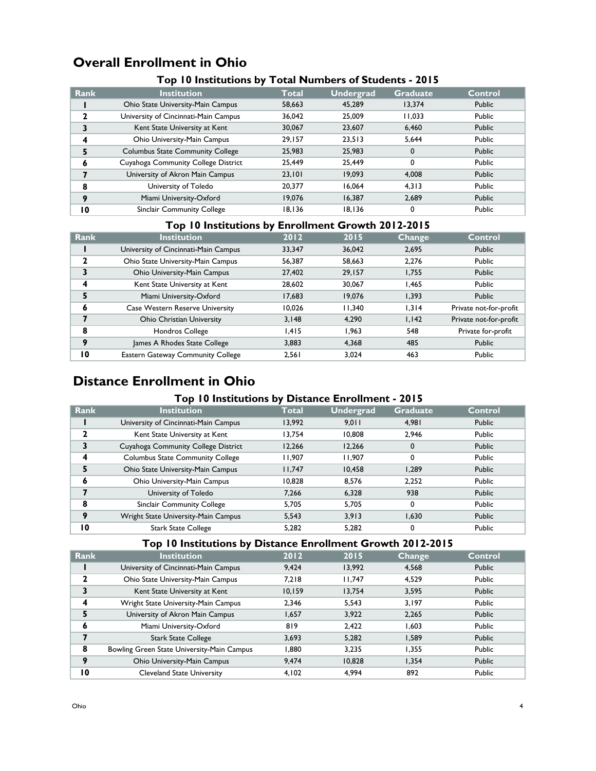## Overall Enrollment in Ohio

### Top 10 Institutions by Total Numbers of Students - 2015

| Rank | Institution | Total | Undergrad | Graduate | Control |
|---|---|---|---|---|---|
| 1 | Ohio State University-Main Campus | 58,663 | 45,289 | 13,374 | Public |
| 2 | University of Cincinnati-Main Campus | 36,042 | 25,009 | 11,033 | Public |
| 3 | Kent State University at Kent | 30,067 | 23,607 | 6,460 | Public |
| 4 | Ohio University-Main Campus | 29,157 | 23,513 | 5,644 | Public |
| 5 | Columbus State Community College | 25,983 | 25,983 | 0 | Public |
| 6 | Cuyahoga Community College District | 25,449 | 25,449 | 0 | Public |
| 7 | University of Akron Main Campus | 23,101 | 19,093 | 4,008 | Public |
| 8 | University of Toledo | 20,377 | 16,064 | 4,313 | Public |
| 9 | Miami University-Oxford | 19,076 | 16,387 | 2,689 | Public |
| 10 | Sinclair Community College | 18,136 | 18,136 | 0 | Public |

### Top 10 Institutions by Enrollment Growth 2012-2015

| Rank | Institution | 2012 | 2015 | Change | Control |
|---|---|---|---|---|---|
| 1 | University of Cincinnati-Main Campus | 33,347 | 36,042 | 2,695 | Public |
| 2 | Ohio State University-Main Campus | 56,387 | 58,663 | 2,276 | Public |
| 3 | Ohio University-Main Campus | 27,402 | 29,157 | 1,755 | Public |
| 4 | Kent State University at Kent | 28,602 | 30,067 | 1,465 | Public |
| 5 | Miami University-Oxford | 17,683 | 19,076 | 1,393 | Public |
| 6 | Case Western Reserve University | 10,026 | 11,340 | 1,314 | Private not-for-profit |
| 7 | Ohio Christian University | 3,148 | 4,290 | 1,142 | Private not-for-profit |
| 8 | Hondros College | 1,415 | 1,963 | 548 | Private for-profit |
| 9 | James A Rhodes State College | 3,883 | 4,368 | 485 | Public |
| 10 | Eastern Gateway Community College | 2,561 | 3,024 | 463 | Public |

## Distance Enrollment in Ohio

### Top 10 Institutions by Distance Enrollment - 2015

| Rank | Institution | Total | Undergrad | Graduate | Control |
|---|---|---|---|---|---|
| 1 | University of Cincinnati-Main Campus | 13,992 | 9,011 | 4,981 | Public |
| 2 | Kent State University at Kent | 13,754 | 10,808 | 2,946 | Public |
| 3 | Cuyahoga Community College District | 12,266 | 12,266 | 0 | Public |
| 4 | Columbus State Community College | 11,907 | 11,907 | 0 | Public |
| 5 | Ohio State University-Main Campus | 11,747 | 10,458 | 1,289 | Public |
| 6 | Ohio University-Main Campus | 10,828 | 8,576 | 2,252 | Public |
| 7 | University of Toledo | 7,266 | 6,328 | 938 | Public |
| 8 | Sinclair Community College | 5,705 | 5,705 | 0 | Public |
| 9 | Wright State University-Main Campus | 5,543 | 3,913 | 1,630 | Public |
| 10 | Stark State College | 5,282 | 5,282 | 0 | Public |

### Top 10 Institutions by Distance Enrollment Growth 2012-2015

| Rank | Institution | 2012 | 2015 | Change | Control |
|---|---|---|---|---|---|
| 1 | University of Cincinnati-Main Campus | 9,424 | 13,992 | 4,568 | Public |
| 2 | Ohio State University-Main Campus | 7,218 | 11,747 | 4,529 | Public |
| 3 | Kent State University at Kent | 10,159 | 13,754 | 3,595 | Public |
| 4 | Wright State University-Main Campus | 2,346 | 5,543 | 3,197 | Public |
| 5 | University of Akron Main Campus | 1,657 | 3,922 | 2,265 | Public |
| 6 | Miami University-Oxford | 819 | 2,422 | 1,603 | Public |
| 7 | Stark State College | 3,693 | 5,282 | 1,589 | Public |
| 8 | Bowling Green State University-Main Campus | 1,880 | 3,235 | 1,355 | Public |
| 9 | Ohio University-Main Campus | 9,474 | 10,828 | 1,354 | Public |
| 10 | Cleveland State University | 4,102 | 4,994 | 892 | Public |